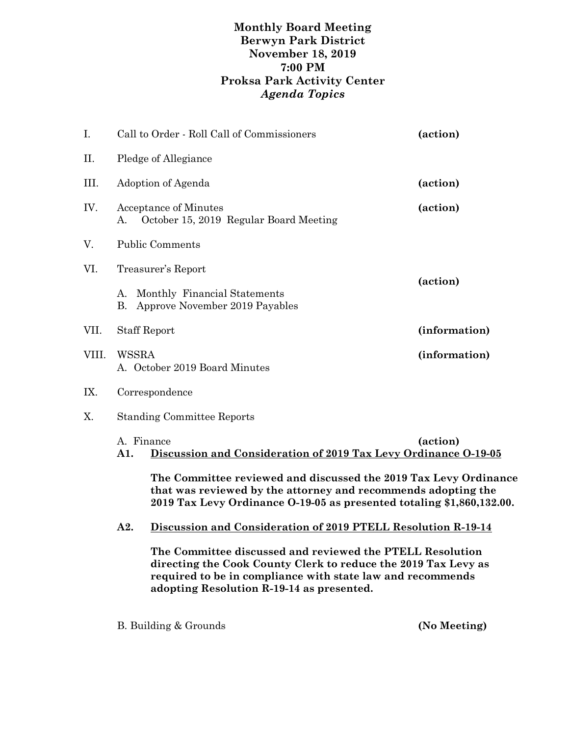# Monthly Board Meeting
## Berwyn Park District
## November 18, 2019
## 7:00 PM
## Proksa Park Activity Center
## *Agenda Topics*

I. Call to Order - Roll Call of Commissioners **(action)**

II. Pledge of Allegiance

III. Adoption of Agenda **(action)**

IV. Acceptance of Minutes **(action)**
   A. October 15, 2019 Regular Board Meeting

V. Public Comments

VI. Treasurer's Report **(action)**
   A. Monthly Financial Statements
   B. Approve November 2019 Payables

VII. Staff Report **(information)**

VIII. WSSRA **(information)**
   A. October 2019 Board Minutes

IX. Correspondence

X. Standing Committee Reports

   A. Finance **(action)**

   **A1. <u>Discussion and Consideration of 2019 Tax Levy Ordinance O-19-05</u>**

   **The Committee reviewed and discussed the 2019 Tax Levy Ordinance that was reviewed by the attorney and recommends adopting the 2019 Tax Levy Ordinance O-19-05 as presented totaling $1,860,132.00.**

   **A2. <u>Discussion and Consideration of 2019 PTELL Resolution R-19-14</u>**

   **The Committee discussed and reviewed the PTELL Resolution directing the Cook County Clerk to reduce the 2019 Tax Levy as required to be in compliance with state law and recommends adopting Resolution R-19-14 as presented.**

   B. Building & Grounds **(No Meeting)**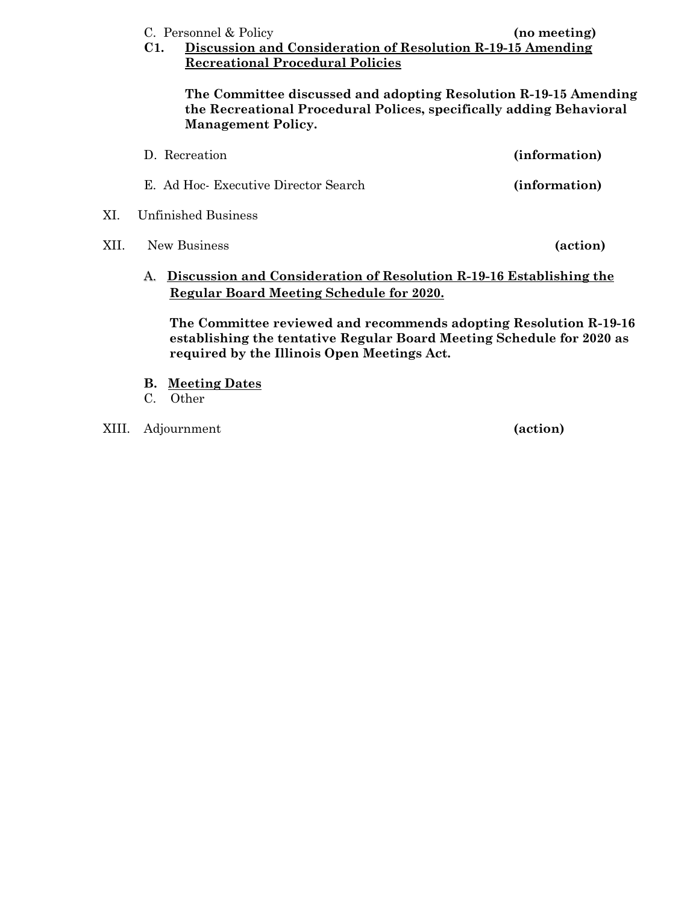C. Personnel & Policy **(no meeting)**

**C1. <u>Discussion and Consideration of Resolution R-19-15 Amending Recreational Procedural Policies</u>**

**The Committee discussed and adopting Resolution R-19-15 Amending the Recreational Procedural Polices, specifically adding Behavioral Management Policy.**

D. Recreation **(information)**

E. Ad Hoc- Executive Director Search **(information)**

XI. Unfinished Business

XII. New Business **(action)**

A. **<u>Discussion and Consideration of Resolution R-19-16 Establishing the Regular Board Meeting Schedule for 2020.</u>**

**The Committee reviewed and recommends adopting Resolution R-19-16 establishing the tentative Regular Board Meeting Schedule for 2020 as required by the Illinois Open Meetings Act.**

**B. <u>Meeting Dates</u>**

C. Other

XIII. Adjournment **(action)**